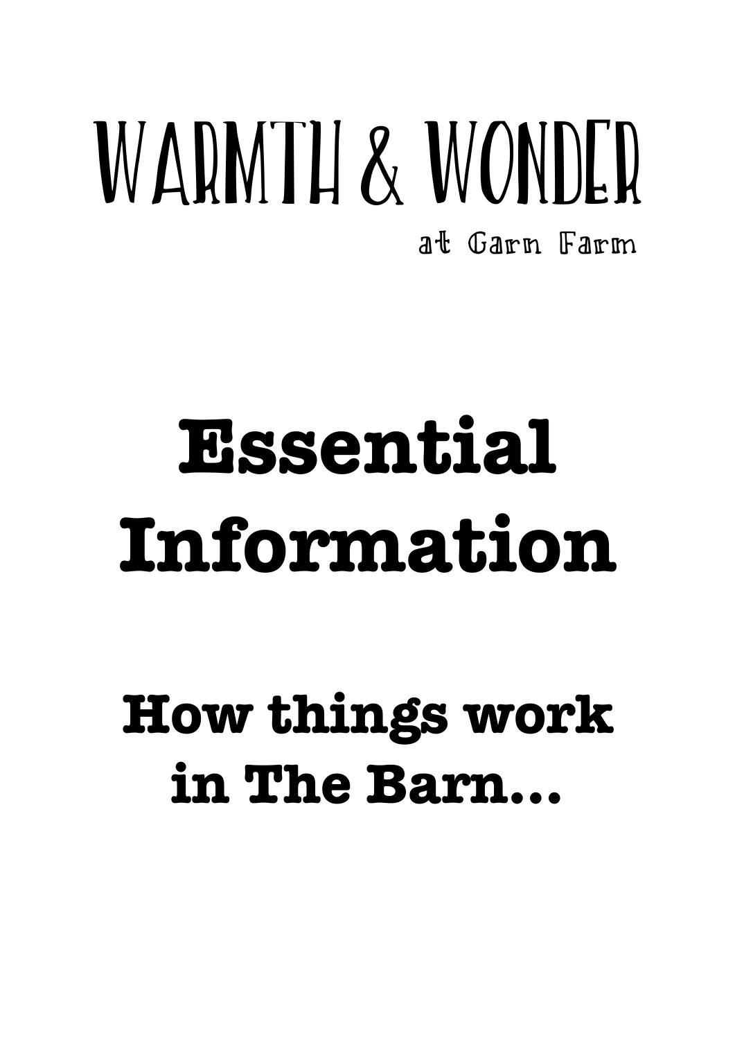# WARMTH & WONDER

at Garn Farm

# Essential Information

## How things work in The Barn...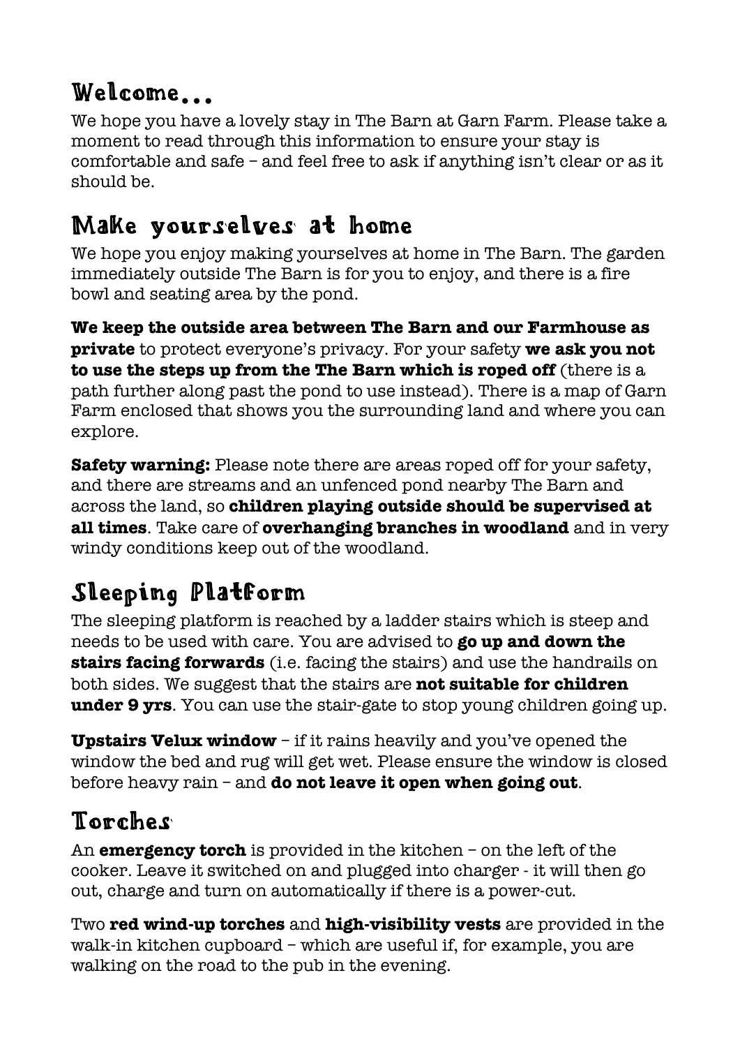## Welcome...

We hope you have a lovely stay in The Barn at Garn Farm. Please take a moment to read through this information to ensure your stay is comfortable and safe – and feel free to ask if anything isn't clear or as it should be.

## Make yourselves at home

We hope you enjoy making yourselves at home in The Barn. The garden immediately outside The Barn is for you to enjoy, and there is a fire bowl and seating area by the pond.

**We keep the outside area between The Barn and our Farmhouse as private** to protect everyone's privacy. For your safety **we ask you not to use the steps up from the The Barn which is roped off** (there is a path further along past the pond to use instead). There is a map of Garn Farm enclosed that shows you the surrounding land and where you can explore.

**Safety warning:** Please note there are areas roped off for your safety, and there are streams and an unfenced pond nearby The Barn and across the land, so **children playing outside should be supervised at all times**. Take care of **overhanging branches in woodland** and in very windy conditions keep out of the woodland.

## Sleeping Platform

The sleeping platform is reached by a ladder stairs which is steep and needs to be used with care. You are advised to **go up and down the stairs facing forwards** (i.e. facing the stairs) and use the handrails on both sides. We suggest that the stairs are **not suitable for children under 9 yrs**. You can use the stair-gate to stop young children going up.

**Upstairs Velux window** – if it rains heavily and you've opened the window the bed and rug will get wet. Please ensure the window is closed before heavy rain – and **do not leave it open when going out**.

## Torches

An **emergency torch** is provided in the kitchen – on the left of the cooker. Leave it switched on and plugged into charger - it will then go out, charge and turn on automatically if there is a power-cut.

Two **red wind-up torches** and **high-visibility vests** are provided in the walk-in kitchen cupboard – which are useful if, for example, you are walking on the road to the pub in the evening.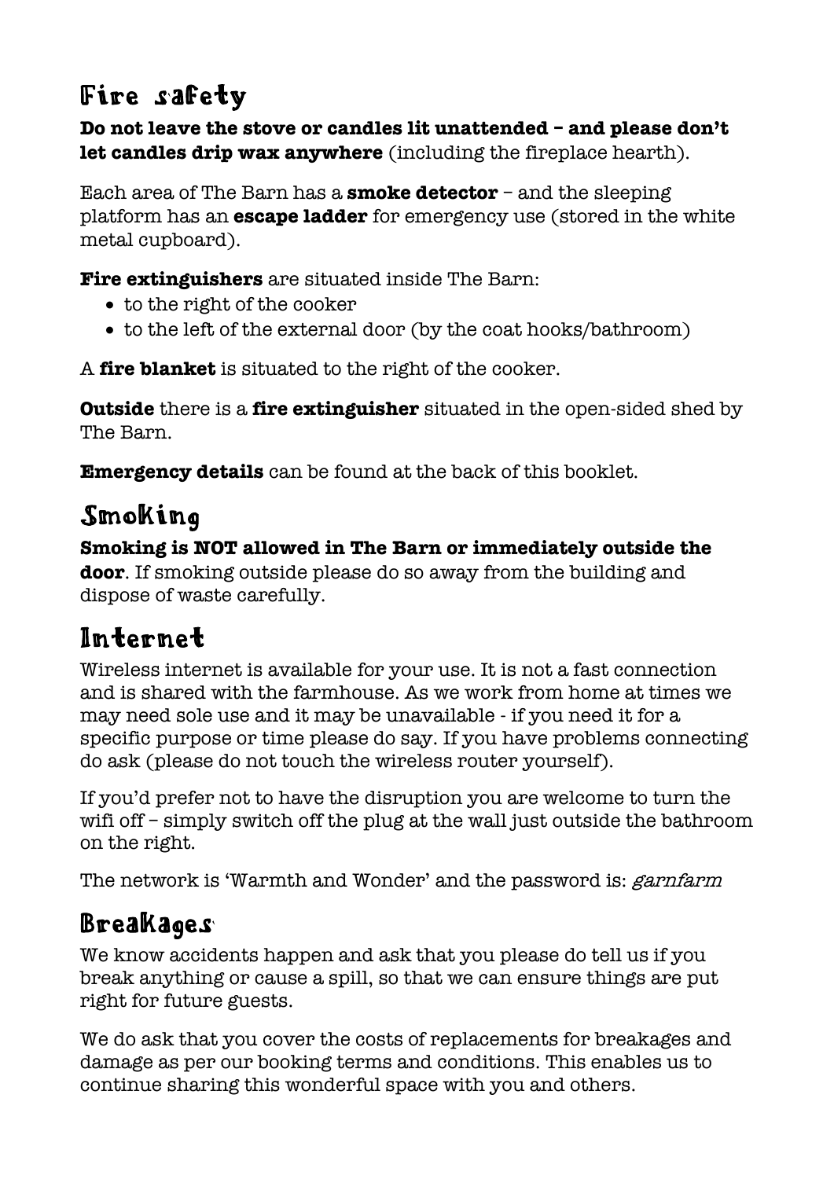## Fire safety

**Do not leave the stove or candles lit unattended – and please don't let candles drip wax anywhere** (including the fireplace hearth).

Each area of The Barn has a **smoke detector** – and the sleeping platform has an **escape ladder** for emergency use (stored in the white metal cupboard).

**Fire extinguishers** are situated inside The Barn:

- to the right of the cooker
- to the left of the external door (by the coat hooks/bathroom)

A **fire blanket** is situated to the right of the cooker.

**Outside** there is a **fire extinguisher** situated in the open-sided shed by The Barn.

**Emergency details** can be found at the back of this booklet.

## Smoking

**Smoking is NOT allowed in The Barn or immediately outside the door**. If smoking outside please do so away from the building and dispose of waste carefully.

## Internet

Wireless internet is available for your use. It is not a fast connection and is shared with the farmhouse. As we work from home at times we may need sole use and it may be unavailable - if you need it for a specific purpose or time please do say. If you have problems connecting do ask (please do not touch the wireless router yourself).

If you'd prefer not to have the disruption you are welcome to turn the wifi off – simply switch off the plug at the wall just outside the bathroom on the right.

The network is 'Warmth and Wonder' and the password is: *garnfarm*

## Breakages

We know accidents happen and ask that you please do tell us if you break anything or cause a spill, so that we can ensure things are put right for future guests.

We do ask that you cover the costs of replacements for breakages and damage as per our booking terms and conditions. This enables us to continue sharing this wonderful space with you and others.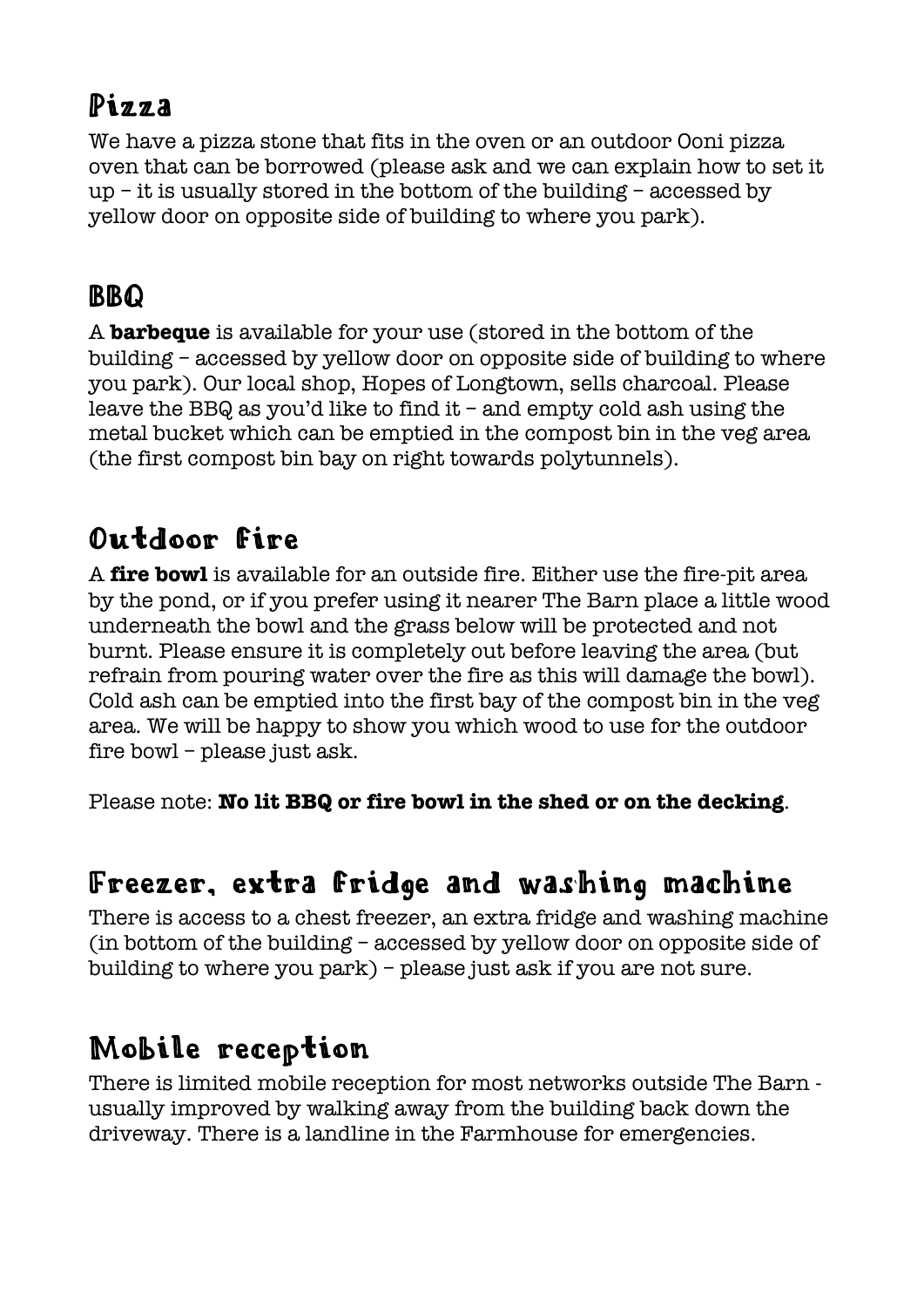## Pizza

We have a pizza stone that fits in the oven or an outdoor Ooni pizza oven that can be borrowed (please ask and we can explain how to set it up – it is usually stored in the bottom of the building – accessed by yellow door on opposite side of building to where you park).

## BBQ

A **barbeque** is available for your use (stored in the bottom of the building – accessed by yellow door on opposite side of building to where you park). Our local shop, Hopes of Longtown, sells charcoal. Please leave the BBQ as you'd like to find it – and empty cold ash using the metal bucket which can be emptied in the compost bin in the veg area (the first compost bin bay on right towards polytunnels).

## Outdoor fire

A **fire bowl** is available for an outside fire. Either use the fire-pit area by the pond, or if you prefer using it nearer The Barn place a little wood underneath the bowl and the grass below will be protected and not burnt. Please ensure it is completely out before leaving the area (but refrain from pouring water over the fire as this will damage the bowl). Cold ash can be emptied into the first bay of the compost bin in the veg area. We will be happy to show you which wood to use for the outdoor fire bowl – please just ask.

Please note: **No lit BBQ or fire bowl in the shed or on the decking**.

## Freezer, extra fridge and washing machine

There is access to a chest freezer, an extra fridge and washing machine (in bottom of the building – accessed by yellow door on opposite side of building to where you park) – please just ask if you are not sure.

## Mobile reception

There is limited mobile reception for most networks outside The Barn - usually improved by walking away from the building back down the driveway. There is a landline in the Farmhouse for emergencies.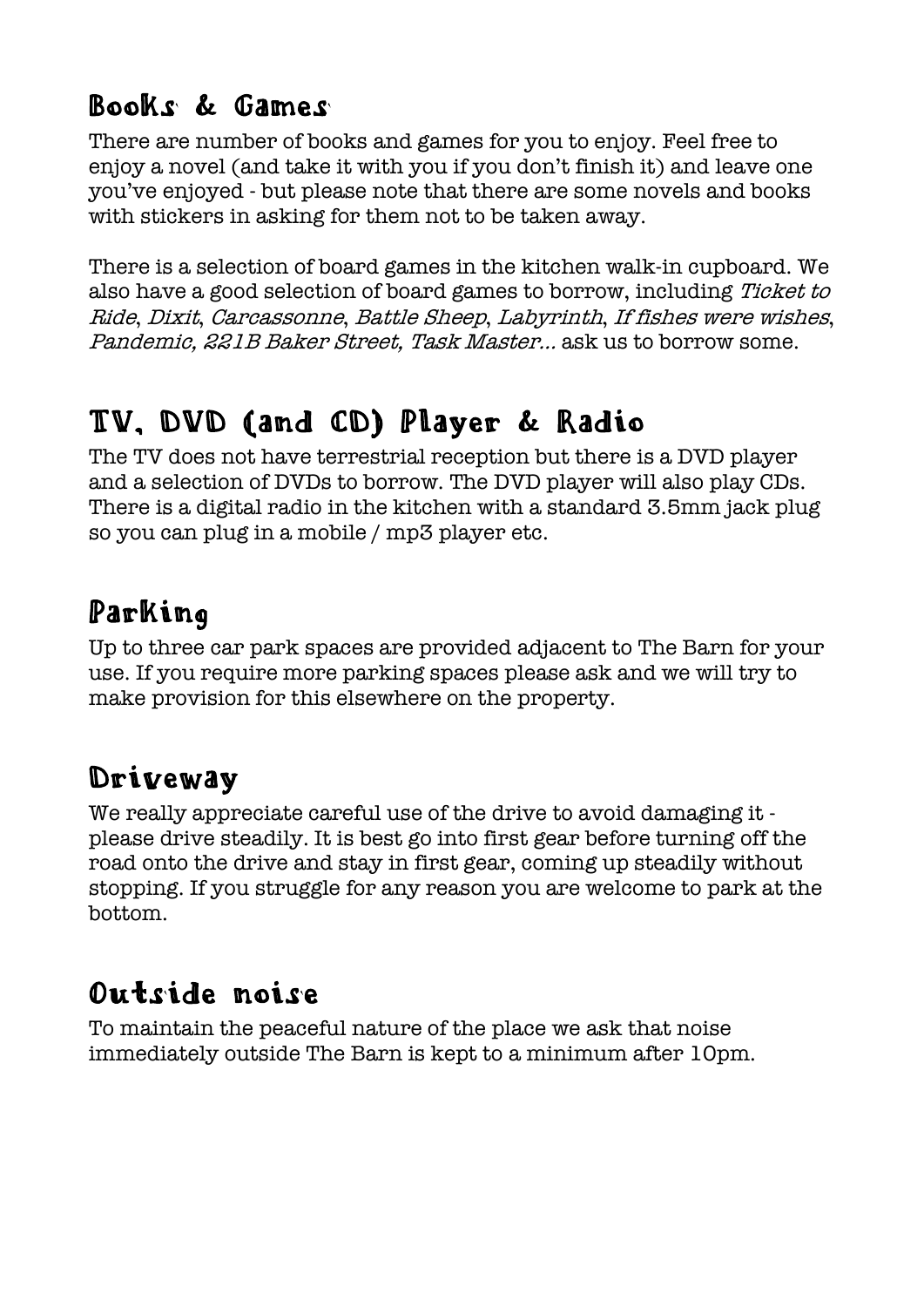## Books & Games

There are number of books and games for you to enjoy. Feel free to enjoy a novel (and take it with you if you don't finish it) and leave one you've enjoyed - but please note that there are some novels and books with stickers in asking for them not to be taken away.

There is a selection of board games in the kitchen walk-in cupboard. We also have a good selection of board games to borrow, including *Ticket to Ride*, *Dixit*, *Carcassonne*, *Battle Sheep*, *Labyrinth*, *If fishes were wishes*, *Pandemic, 221B Baker Street, Task Master...* ask us to borrow some.

## TV, DVD (and CD) Player & Radio

The TV does not have terrestrial reception but there is a DVD player and a selection of DVDs to borrow. The DVD player will also play CDs. There is a digital radio in the kitchen with a standard 3.5mm jack plug so you can plug in a mobile / mp3 player etc.

## Parking

Up to three car park spaces are provided adjacent to The Barn for your use. If you require more parking spaces please ask and we will try to make provision for this elsewhere on the property.

## Driveway

We really appreciate careful use of the drive to avoid damaging it - please drive steadily. It is best go into first gear before turning off the road onto the drive and stay in first gear, coming up steadily without stopping. If you struggle for any reason you are welcome to park at the bottom.

## Outside noise

To maintain the peaceful nature of the place we ask that noise immediately outside The Barn is kept to a minimum after 10pm.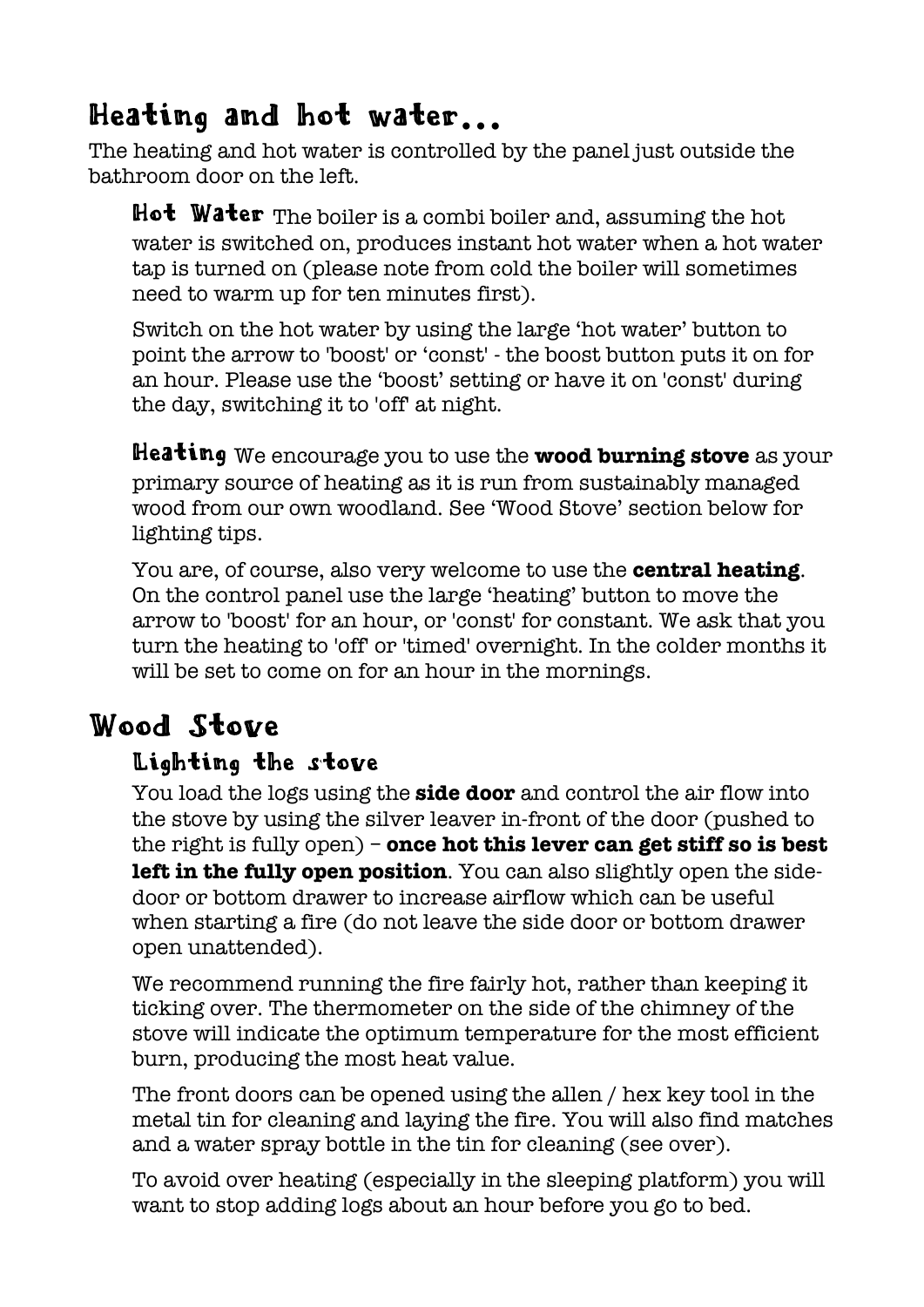# Heating and hot water...

The heating and hot water is controlled by the panel just outside the bathroom door on the left.

**Hot Water** The boiler is a combi boiler and, assuming the hot water is switched on, produces instant hot water when a hot water tap is turned on (please note from cold the boiler will sometimes need to warm up for ten minutes first).

Switch on the hot water by using the large 'hot water' button to point the arrow to 'boost' or 'const' - the boost button puts it on for an hour. Please use the 'boost' setting or have it on 'const' during the day, switching it to 'off' at night.

**Heating** We encourage you to use the **wood burning stove** as your primary source of heating as it is run from sustainably managed wood from our own woodland. See 'Wood Stove' section below for lighting tips.

You are, of course, also very welcome to use the **central heating**. On the control panel use the large 'heating' button to move the arrow to 'boost' for an hour, or 'const' for constant. We ask that you turn the heating to 'off' or 'timed' overnight. In the colder months it will be set to come on for an hour in the mornings.

# Wood Stove

## Lighting the stove

You load the logs using the **side door** and control the air flow into the stove by using the silver leaver in-front of the door (pushed to the right is fully open) – **once hot this lever can get stiff so is best left in the fully open position**. You can also slightly open the side-door or bottom drawer to increase airflow which can be useful when starting a fire (do not leave the side door or bottom drawer open unattended).

We recommend running the fire fairly hot, rather than keeping it ticking over. The thermometer on the side of the chimney of the stove will indicate the optimum temperature for the most efficient burn, producing the most heat value.

The front doors can be opened using the allen / hex key tool in the metal tin for cleaning and laying the fire. You will also find matches and a water spray bottle in the tin for cleaning (see over).

To avoid over heating (especially in the sleeping platform) you will want to stop adding logs about an hour before you go to bed.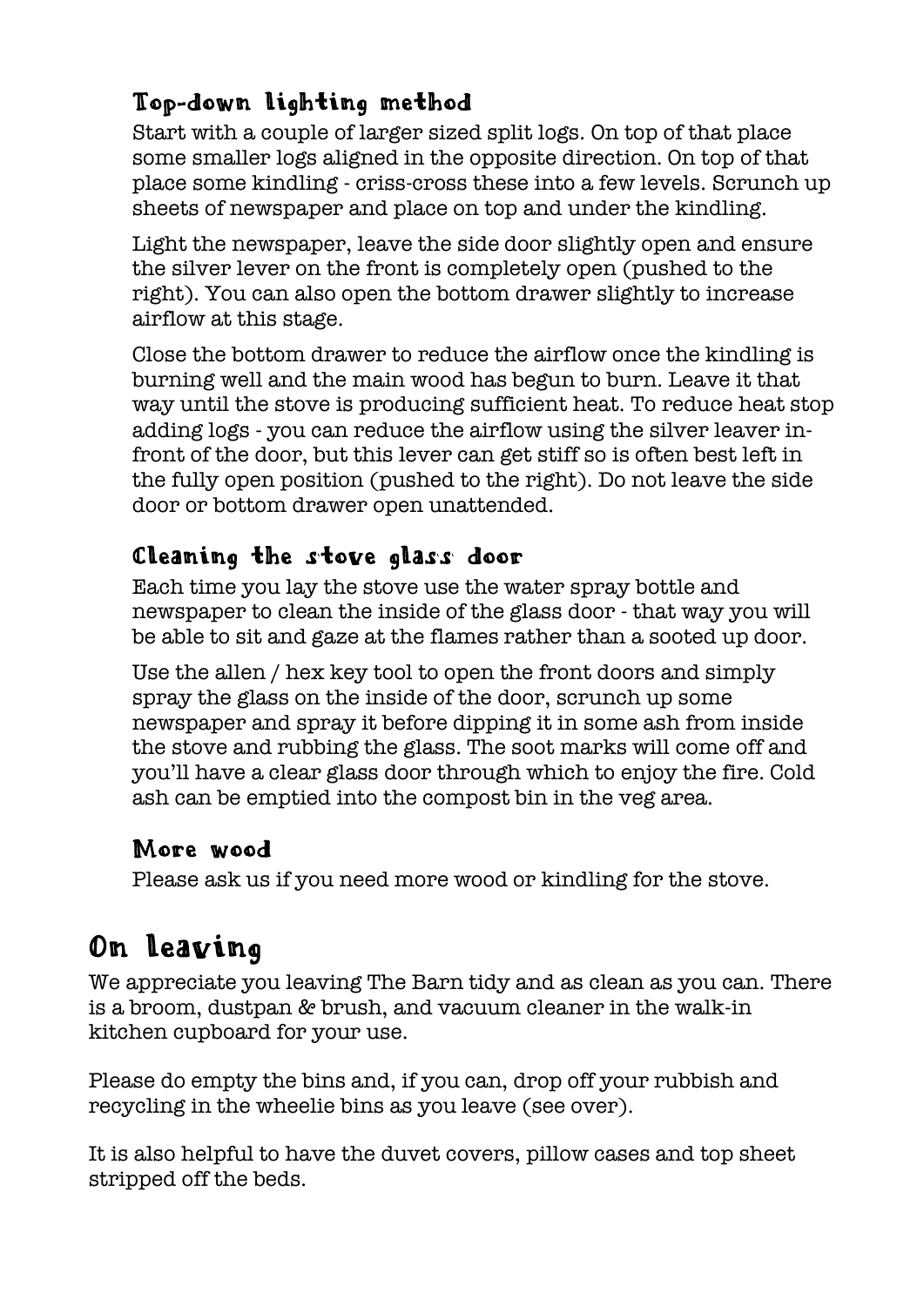### Top-down lighting method

Start with a couple of larger sized split logs. On top of that place some smaller logs aligned in the opposite direction. On top of that place some kindling - criss-cross these into a few levels. Scrunch up sheets of newspaper and place on top and under the kindling.

Light the newspaper, leave the side door slightly open and ensure the silver lever on the front is completely open (pushed to the right). You can also open the bottom drawer slightly to increase airflow at this stage.

Close the bottom drawer to reduce the airflow once the kindling is burning well and the main wood has begun to burn. Leave it that way until the stove is producing sufficient heat. To reduce heat stop adding logs - you can reduce the airflow using the silver leaver in-front of the door, but this lever can get stiff so is often best left in the fully open position (pushed to the right). Do not leave the side door or bottom drawer open unattended.

### Cleaning the stove glass door

Each time you lay the stove use the water spray bottle and newspaper to clean the inside of the glass door - that way you will be able to sit and gaze at the flames rather than a sooted up door.

Use the allen / hex key tool to open the front doors and simply spray the glass on the inside of the door, scrunch up some newspaper and spray it before dipping it in some ash from inside the stove and rubbing the glass. The soot marks will come off and you'll have a clear glass door through which to enjoy the fire. Cold ash can be emptied into the compost bin in the veg area.

### More wood

Please ask us if you need more wood or kindling for the stove.

## On leaving

We appreciate you leaving The Barn tidy and as clean as you can. There is a broom, dustpan & brush, and vacuum cleaner in the walk-in kitchen cupboard for your use.

Please do empty the bins and, if you can, drop off your rubbish and recycling in the wheelie bins as you leave (see over).

It is also helpful to have the duvet covers, pillow cases and top sheet stripped off the beds.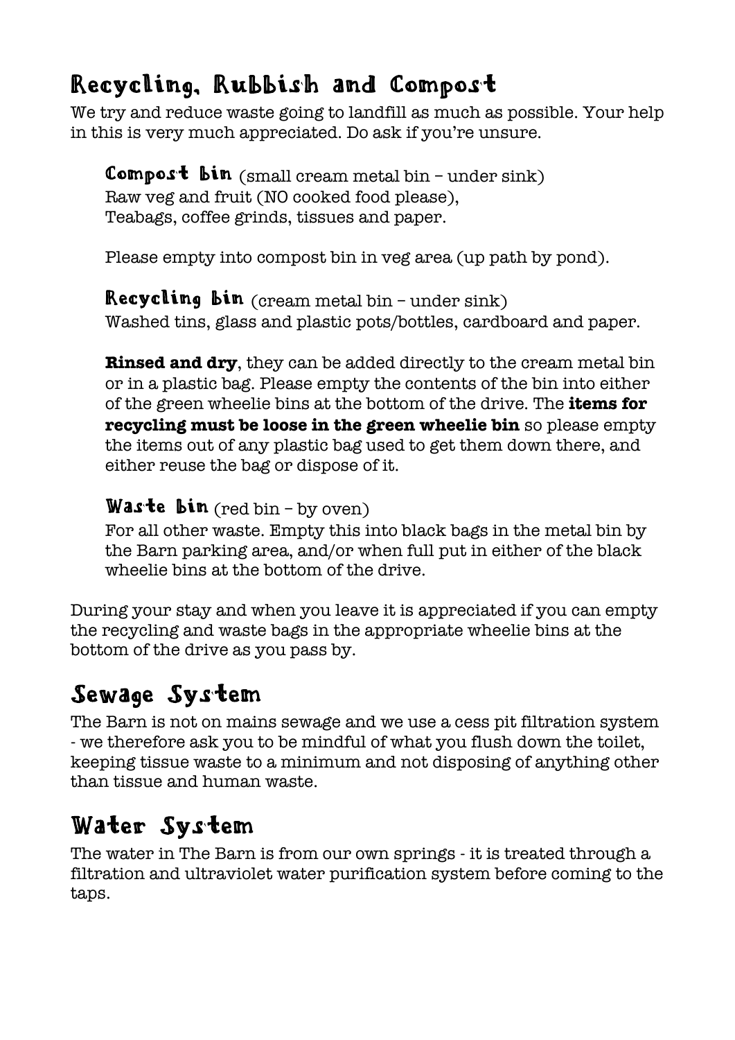## Recycling, Rubbish and Compost

We try and reduce waste going to landfill as much as possible. Your help in this is very much appreciated. Do ask if you're unsure.

### Compost bin (small cream metal bin – under sink)

Raw veg and fruit (NO cooked food please),
Teabags, coffee grinds, tissues and paper.

Please empty into compost bin in veg area (up path by pond).

### Recycling bin (cream metal bin – under sink)

Washed tins, glass and plastic pots/bottles, cardboard and paper.

**Rinsed and dry**, they can be added directly to the cream metal bin or in a plastic bag. Please empty the contents of the bin into either of the green wheelie bins at the bottom of the drive. The **items for recycling must be loose in the green wheelie bin** so please empty the items out of any plastic bag used to get them down there, and either reuse the bag or dispose of it.

### Waste bin (red bin – by oven)

For all other waste. Empty this into black bags in the metal bin by the Barn parking area, and/or when full put in either of the black wheelie bins at the bottom of the drive.

During your stay and when you leave it is appreciated if you can empty the recycling and waste bags in the appropriate wheelie bins at the bottom of the drive as you pass by.

## Sewage System

The Barn is not on mains sewage and we use a cess pit filtration system - we therefore ask you to be mindful of what you flush down the toilet, keeping tissue waste to a minimum and not disposing of anything other than tissue and human waste.

## Water System

The water in The Barn is from our own springs - it is treated through a filtration and ultraviolet water purification system before coming to the taps.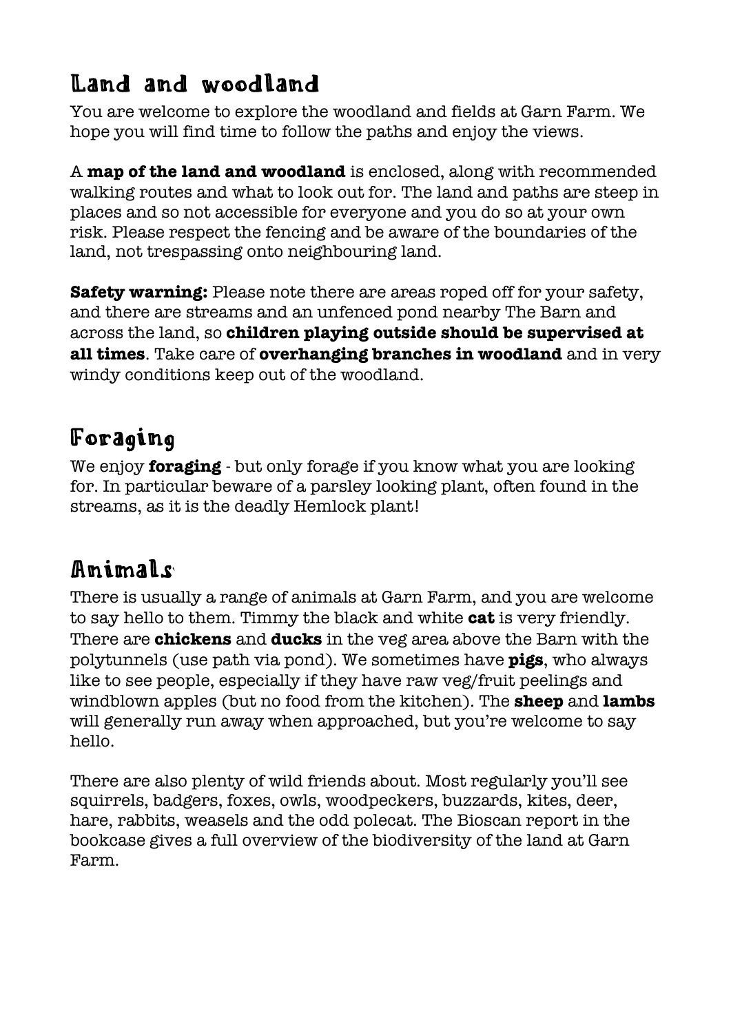# Land and woodland

You are welcome to explore the woodland and fields at Garn Farm. We hope you will find time to follow the paths and enjoy the views.

A **map of the land and woodland** is enclosed, along with recommended walking routes and what to look out for. The land and paths are steep in places and so not accessible for everyone and you do so at your own risk. Please respect the fencing and be aware of the boundaries of the land, not trespassing onto neighbouring land.

**Safety warning:** Please note there are areas roped off for your safety, and there are streams and an unfenced pond nearby The Barn and across the land, so **children playing outside should be supervised at all times**. Take care of **overhanging branches in woodland** and in very windy conditions keep out of the woodland.

# Foraging

We enjoy **foraging** - but only forage if you know what you are looking for. In particular beware of a parsley looking plant, often found in the streams, as it is the deadly Hemlock plant!

# Animals

There is usually a range of animals at Garn Farm, and you are welcome to say hello to them. Timmy the black and white **cat** is very friendly. There are **chickens** and **ducks** in the veg area above the Barn with the polytunnels (use path via pond). We sometimes have **pigs**, who always like to see people, especially if they have raw veg/fruit peelings and windblown apples (but no food from the kitchen). The **sheep** and **lambs** will generally run away when approached, but you're welcome to say hello.

There are also plenty of wild friends about. Most regularly you'll see squirrels, badgers, foxes, owls, woodpeckers, buzzards, kites, deer, hare, rabbits, weasels and the odd polecat. The Bioscan report in the bookcase gives a full overview of the biodiversity of the land at Garn Farm.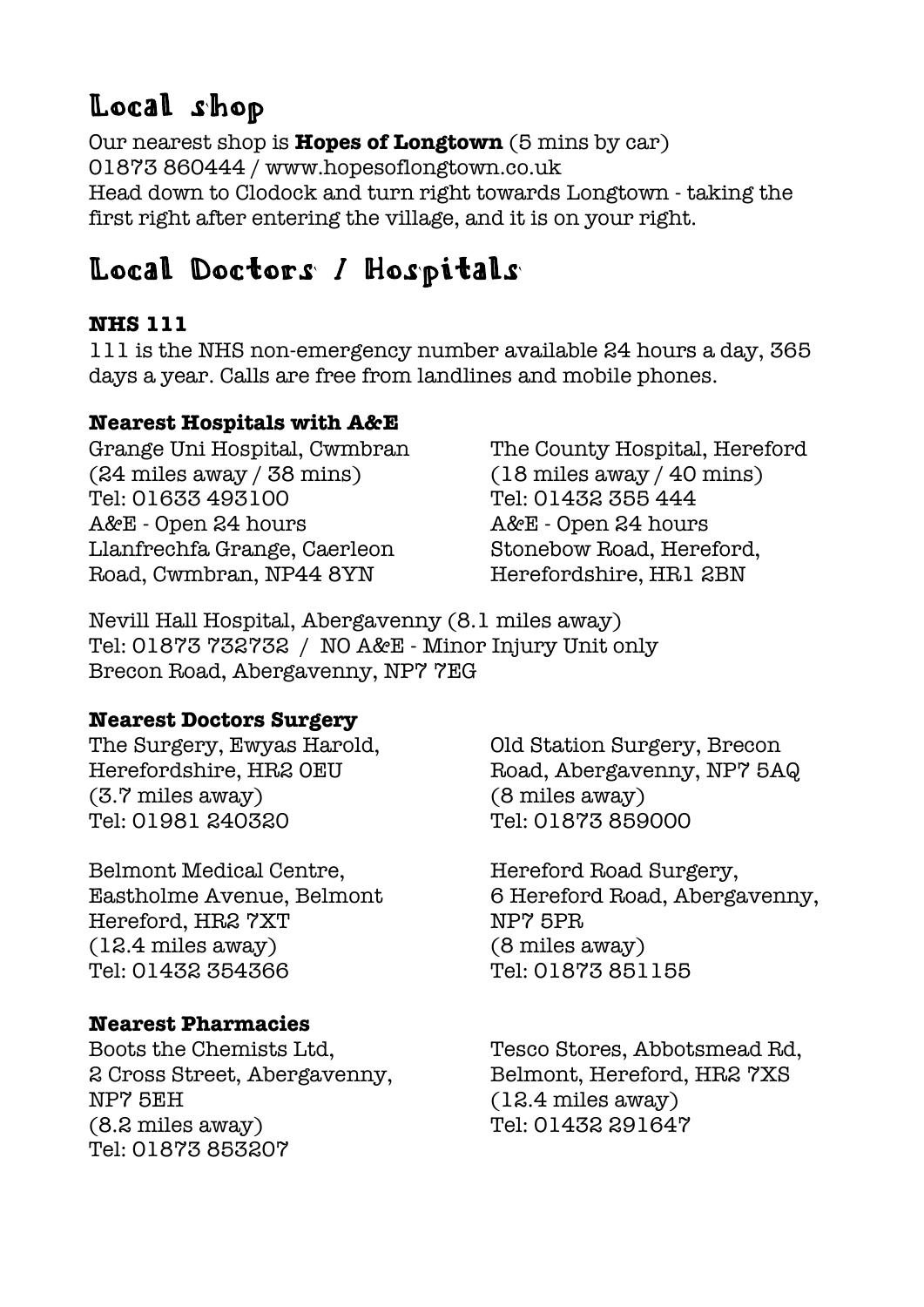# Local shop

Our nearest shop is **Hopes of Longtown** (5 mins by car)
01873 860444 / www.hopesoflongtown.co.uk
Head down to Clodock and turn right towards Longtown - taking the first right after entering the village, and it is on your right.

# Local Doctors / Hospitals

### NHS 111

111 is the NHS non-emergency number available 24 hours a day, 365 days a year. Calls are free from landlines and mobile phones.

### Nearest Hospitals with A&E

Grange Uni Hospital, Cwmbran
(24 miles away / 38 mins)
Tel: 01633 493100
A&E - Open 24 hours
Llanfrechfa Grange, Caerleon Road, Cwmbran, NP44 8YN

The County Hospital, Hereford
(18 miles away / 40 mins)
Tel: 01432 355 444
A&E - Open 24 hours
Stonebow Road, Hereford, Herefordshire, HR1 2BN

Nevill Hall Hospital, Abergavenny (8.1 miles away)
Tel: 01873 732732 / NO A&E - Minor Injury Unit only
Brecon Road, Abergavenny, NP7 7EG

### Nearest Doctors Surgery

The Surgery, Ewyas Harold, Herefordshire, HR2 0EU
(3.7 miles away)
Tel: 01981 240320

Old Station Surgery, Brecon Road, Abergavenny, NP7 5AQ
(8 miles away)
Tel: 01873 859000

Belmont Medical Centre, Eastholme Avenue, Belmont Hereford, HR2 7XT
(12.4 miles away)
Tel: 01432 354366

Hereford Road Surgery, 6 Hereford Road, Abergavenny, NP7 5PR
(8 miles away)
Tel: 01873 851155

### Nearest Pharmacies

Boots the Chemists Ltd, 2 Cross Street, Abergavenny, NP7 5EH
(8.2 miles away)
Tel: 01873 853207

Tesco Stores, Abbotsmead Rd, Belmont, Hereford, HR2 7XS
(12.4 miles away)
Tel: 01432 291647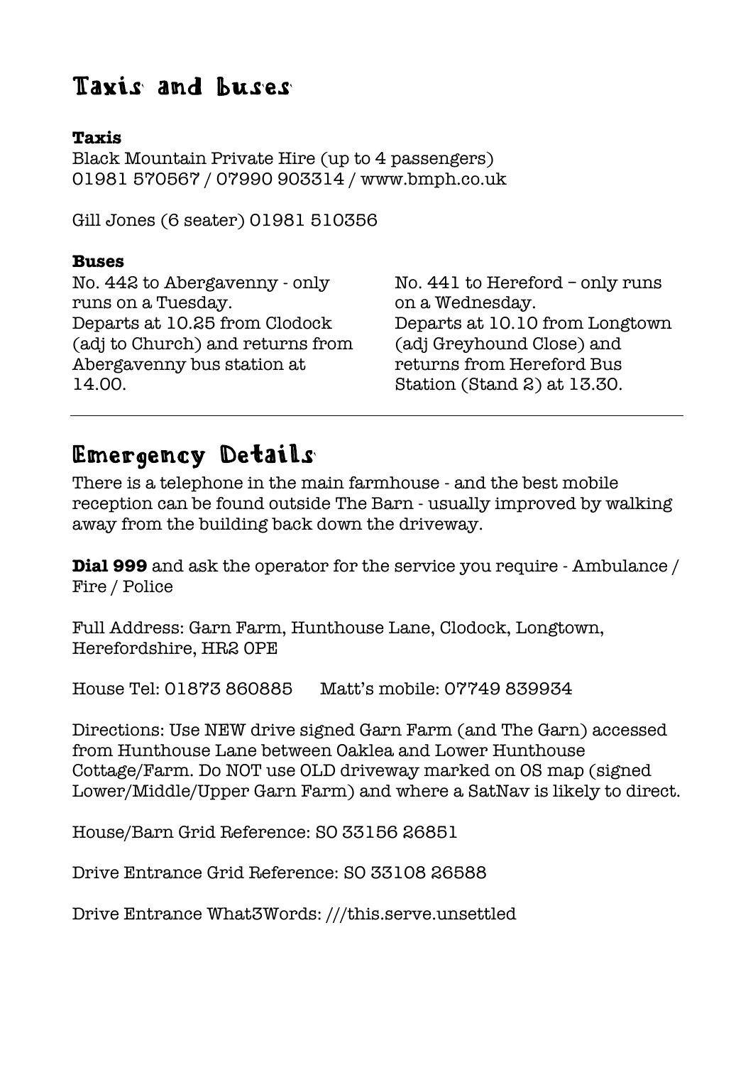## Taxis and buses

**Taxis**

Black Mountain Private Hire (up to 4 passengers)
01981 570567 / 07990 903314 / www.bmph.co.uk

Gill Jones (6 seater) 01981 510356

**Buses**

No. 442 to Abergavenny - only runs on a Tuesday.
Departs at 10.25 from Clodock (adj to Church) and returns from Abergavenny bus station at 14.00.

No. 441 to Hereford – only runs on a Wednesday.
Departs at 10.10 from Longtown (adj Greyhound Close) and returns from Hereford Bus Station (Stand 2) at 13.30.

---

## Emergency Details

There is a telephone in the main farmhouse - and the best mobile reception can be found outside The Barn - usually improved by walking away from the building back down the driveway.

**Dial 999** and ask the operator for the service you require - Ambulance / Fire / Police

Full Address: Garn Farm, Hunthouse Lane, Clodock, Longtown, Herefordshire, HR2 0PE

House Tel: 01873 860885 Matt's mobile: 07749 839934

Directions: Use NEW drive signed Garn Farm (and The Garn) accessed from Hunthouse Lane between Oaklea and Lower Hunthouse Cottage/Farm. Do NOT use OLD driveway marked on OS map (signed Lower/Middle/Upper Garn Farm) and where a SatNav is likely to direct.

House/Barn Grid Reference: SO 33156 26851

Drive Entrance Grid Reference: SO 33108 26588

Drive Entrance What3Words: ///this.serve.unsettled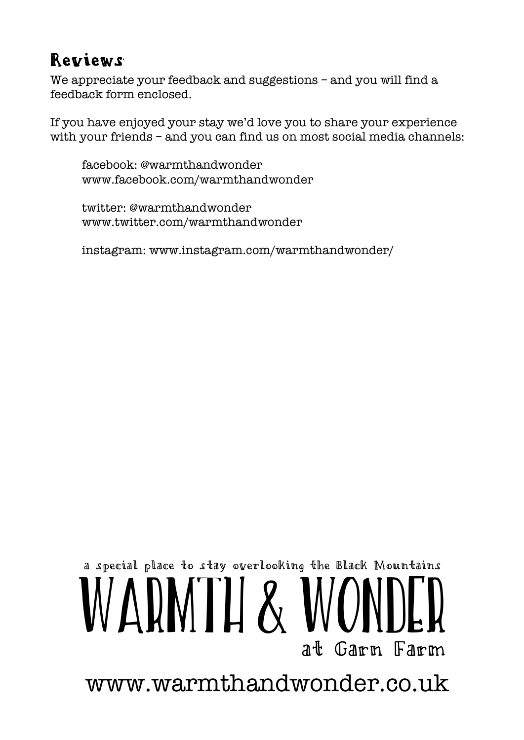## Reviews

We appreciate your feedback and suggestions – and you will find a feedback form enclosed.

If you have enjoyed your stay we'd love you to share your experience with your friends – and you can find us on most social media channels:

facebook: @warmthandwonder
www.facebook.com/warmthandwonder

twitter: @warmthandwonder
www.twitter.com/warmthandwonder

instagram: www.instagram.com/warmthandwonder/

a special place to stay overlooking the Black Mountains

# WARMTH & WONDER

at Garn Farm

www.warmthandwonder.co.uk